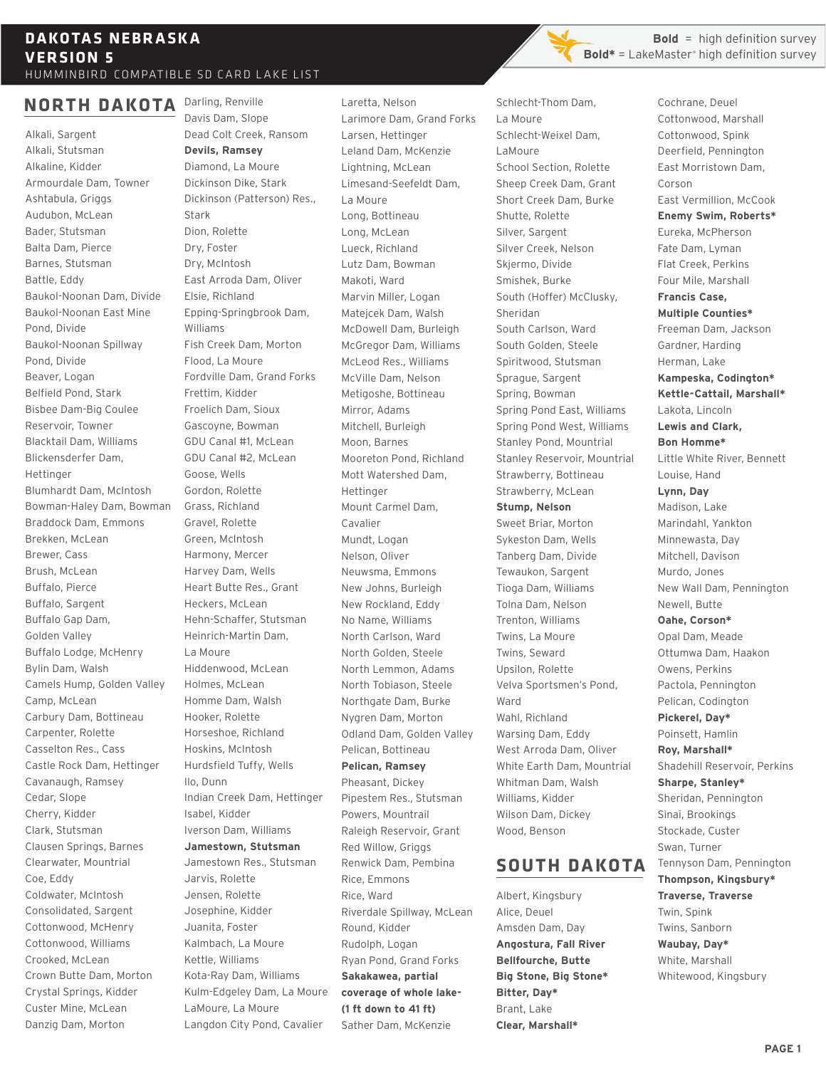# DAKOTAS NEBRASKA VERSION 5

HUMMINBIRD COMPATIBLE SD CARD LAKE LIST

**Bold** = high definition survey
**Bold*** = LakeMaster® high definition survey

## NORTH DAKOTA

Alkali, Sargent
Alkali, Stutsman
Alkaline, Kidder
Armourdale Dam, Towner
Ashtabula, Griggs
Audubon, McLean
Bader, Stutsman
Balta Dam, Pierce
Barnes, Stutsman
Battle, Eddy
Baukol-Noonan Dam, Divide
Baukol-Noonan East Mine Pond, Divide
Baukol-Noonan Spillway Pond, Divide
Beaver, Logan
Belfield Pond, Stark
Bisbee Dam-Big Coulee Reservoir, Towner
Blacktail Dam, Williams
Blickensderfer Dam, Hettinger
Blumhardt Dam, McIntosh
Bowman-Haley Dam, Bowman
Braddock Dam, Emmons
Brekken, McLean
Brewer, Cass
Brush, McLean
Buffalo, Pierce
Buffalo, Sargent
Buffalo Gap Dam, Golden Valley
Buffalo Lodge, McHenry
Bylin Dam, Walsh
Camels Hump, Golden Valley
Camp, McLean
Carbury Dam, Bottineau
Carpenter, Rolette
Casselton Res., Cass
Castle Rock Dam, Hettinger
Cavanaugh, Ramsey
Cedar, Slope
Cherry, Kidder
Clark, Stutsman
Clausen Springs, Barnes
Clearwater, Mountrail
Coe, Eddy
Coldwater, McIntosh
Consolidated, Sargent
Cottonwood, McHenry
Cottonwood, Williams
Crooked, McLean
Crown Butte Dam, Morton
Crystal Springs, Kidder
Custer Mine, McLean
Danzig Dam, Morton
Darling, Renville
Davis Dam, Slope
Dead Colt Creek, Ransom
**Devils, Ramsey**
Diamond, La Moure
Dickinson Dike, Stark
Dickinson (Patterson) Res., Stark
Dion, Rolette
Dry, Foster
Dry, McIntosh
East Arroda Dam, Oliver
Elsie, Richland
Epping-Springbrook Dam, Williams
Fish Creek Dam, Morton
Flood, La Moure
Fordville Dam, Grand Forks
Frettim, Kidder
Froelich Dam, Sioux
Gascoyne, Bowman
GDU Canal #1, McLean
GDU Canal #2, McLean
Goose, Wells
Gordon, Rolette
Grass, Richland
Gravel, Rolette
Green, McIntosh
Harmony, Mercer
Harvey Dam, Wells
Heart Butte Res., Grant
Heckers, McLean
Hehn-Schaffer, Stutsman
Heinrich-Martin Dam, La Moure
Hiddenwood, McLean
Holmes, McLean
Homme Dam, Walsh
Hooker, Rolette
Horseshoe, Richland
Hoskins, McIntosh
Hurdsfield Tuffy, Wells
Ilo, Dunn
Indian Creek Dam, Hettinger
Isabel, Kidder
Iverson Dam, Williams
**Jamestown, Stutsman**
Jamestown Res., Stutsman
Jarvis, Rolette
Jensen, Rolette
Josephine, Kidder
Juanita, Foster
Kalmbach, La Moure
Kettle, Williams
Kota-Ray Dam, Williams
Kulm-Edgeley Dam, La Moure
LaMoure, La Moure
Langdon City Pond, Cavalier
Laretta, Nelson
Larimore Dam, Grand Forks
Larsen, Hettinger
Leland Dam, McKenzie
Lightning, McLean
Limesand-Seefeldt Dam, La Moure
Long, Bottineau
Long, McLean
Lueck, Richland
Lutz Dam, Bowman
Makoti, Ward
Marvin Miller, Logan
Matejcek Dam, Walsh
McDowell Dam, Burleigh
McGregor Dam, Williams
McLeod Res., Williams
McVille Dam, Nelson
Metigoshe, Bottineau
Mirror, Adams
Mitchell, Burleigh
Moon, Barnes
Mooreton Pond, Richland
Mott Watershed Dam, Hettinger
Mount Carmel Dam, Cavalier
Mundt, Logan
Nelson, Oliver
Neuwsma, Emmons
New Johns, Burleigh
New Rockland, Eddy
No Name, Williams
North Carlson, Ward
North Golden, Steele
North Lemmon, Adams
North Tobiason, Steele
Northgate Dam, Burke
Nygren Dam, Morton
Odland Dam, Golden Valley
Pelican, Bottineau
**Pelican, Ramsey**
Pheasant, Dickey
Pipestem Res., Stutsman
Powers, Mountrail
Raleigh Reservoir, Grant
Red Willow, Griggs
Renwick Dam, Pembina
Rice, Emmons
Rice, Ward
Riverdale Spillway, McLean
Round, Kidder
Rudolph, Logan
Ryan Pond, Grand Forks
**Sakakawea, partial coverage of whole lake- (1 ft down to 41 ft)**
Sather Dam, McKenzie
Schlecht-Thom Dam, La Moure
Schlecht-Weixel Dam, LaMoure
School Section, Rolette
Sheep Creek Dam, Grant
Short Creek Dam, Burke
Shutte, Rolette
Silver, Sargent
Silver Creek, Nelson
Skjermo, Divide
Smishek, Burke
South (Hoffer) McClusky, Sheridan
South Carlson, Ward
South Golden, Steele
Spiritwood, Stutsman
Sprague, Sargent
Spring, Bowman
Spring Pond East, Williams
Spring Pond West, Williams
Stanley Pond, Mountrail
Stanley Reservoir, Mountrail
Strawberry, Bottineau
Strawberry, McLean
**Stump, Nelson**
Sweet Briar, Morton
Sykeston Dam, Wells
Tanberg Dam, Divide
Tewaukon, Sargent
Tioga Dam, Williams
Tolna Dam, Nelson
Trenton, Williams
Twins, La Moure
Twins, Seward
Upsilon, Rolette
Velva Sportsmen's Pond, Ward
Wahl, Richland
Warsing Dam, Eddy
West Arroda Dam, Oliver
White Earth Dam, Mountrail
Whitman Dam, Walsh
Williams, Kidder
Wilson Dam, Dickey
Wood, Benson

## SOUTH DAKOTA

Albert, Kingsbury
Alice, Deuel
Amsden Dam, Day
**Angostura, Fall River**
**Bellfourche, Butte**
**Big Stone, Big Stone***
**Bitter, Day***
Brant, Lake
**Clear, Marshall***
Cochrane, Deuel
Cottonwood, Marshall
Cottonwood, Spink
Deerfield, Pennington
East Morristown Dam, Corson
East Vermillion, McCook
**Enemy Swim, Roberts***
Eureka, McPherson
Fate Dam, Lyman
Flat Creek, Perkins
Four Mile, Marshall
**Francis Case, Multiple Counties***
Freeman Dam, Jackson
Gardner, Harding
Herman, Lake
**Kampeska, Codington***
**Kettle-Cattail, Marshall***
Lakota, Lincoln
**Lewis and Clark, Bon Homme***
Little White River, Bennett
Louise, Hand
**Lynn, Day**
Madison, Lake
Marindahl, Yankton
Minnewasta, Day
Mitchell, Davison
Murdo, Jones
New Wall Dam, Pennington
Newell, Butte
**Oahe, Corson***
Opal Dam, Meade
Ottumwa Dam, Haakon
Owens, Perkins
Pactola, Pennington
Pelican, Codington
**Pickerel, Day***
Poinsett, Hamlin
**Roy, Marshall***
Shadehill Reservoir, Perkins
**Sharpe, Stanley***
Sheridan, Pennington
Sinai, Brookings
Stockade, Custer
Swan, Turner
Tennyson Dam, Pennington
**Thompson, Kingsbury***
**Traverse, Traverse**
Twin, Spink
Twins, Sanborn
**Waubay, Day***
White, Marshall
Whitewood, Kingsbury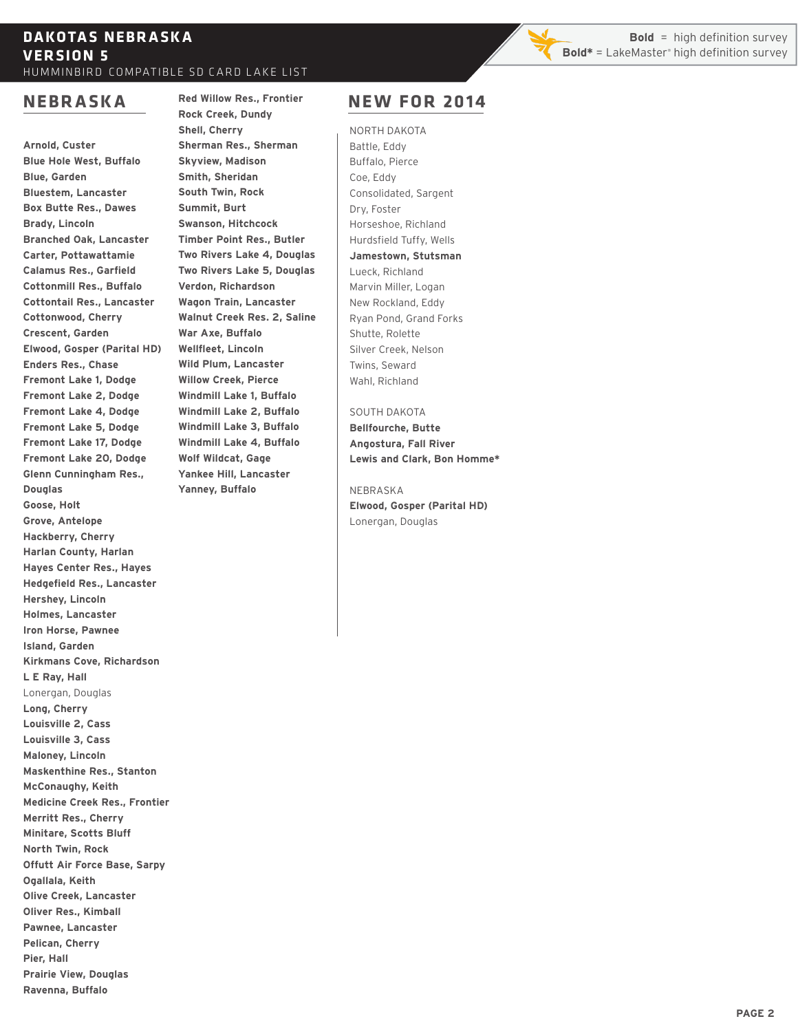# DAKOTAS NEBRASKA VERSION 5

HUMMINBIRD COMPATIBLE SD CARD LAKE LIST

**Bold** = high definition survey
**Bold*** = LakeMaster® high definition survey

## NEBRASKA

**Arnold, Custer**
**Blue Hole West, Buffalo**
**Blue, Garden**
**Bluestem, Lancaster**
**Box Butte Res., Dawes**
**Brady, Lincoln**
**Branched Oak, Lancaster**
**Carter, Pottawattamie**
**Calamus Res., Garfield**
**Cottonmill Res., Buffalo**
**Cottontail Res., Lancaster**
**Cottonwood, Cherry**
**Crescent, Garden**
**Elwood, Gosper (Parital HD)**
**Enders Res., Chase**
**Fremont Lake 1, Dodge**
**Fremont Lake 2, Dodge**
**Fremont Lake 4, Dodge**
**Fremont Lake 5, Dodge**
**Fremont Lake 17, Dodge**
**Fremont Lake 20, Dodge**
**Glenn Cunningham Res., Douglas**
**Goose, Holt**
**Grove, Antelope**
**Hackberry, Cherry**
**Harlan County, Harlan**
**Hayes Center Res., Hayes**
**Hedgefield Res., Lancaster**
**Hershey, Lincoln**
**Holmes, Lancaster**
**Iron Horse, Pawnee**
**Island, Garden**
**Kirkmans Cove, Richardson**
**L E Ray, Hall**
Lonergan, Douglas
**Long, Cherry**
**Louisville 2, Cass**
**Louisville 3, Cass**
**Maloney, Lincoln**
**Maskenthine Res., Stanton**
**McConaughy, Keith**
**Medicine Creek Res., Frontier**
**Merritt Res., Cherry**
**Minitare, Scotts Bluff**
**North Twin, Rock**
**Offutt Air Force Base, Sarpy**
**Ogallala, Keith**
**Olive Creek, Lancaster**
**Oliver Res., Kimball**
**Pawnee, Lancaster**
**Pelican, Cherry**
**Pier, Hall**
**Prairie View, Douglas**
**Ravenna, Buffalo**
**Red Willow Res., Frontier**
**Rock Creek, Dundy**
**Shell, Cherry**
**Sherman Res., Sherman**
**Skyview, Madison**
**Smith, Sheridan**
**South Twin, Rock**
**Summit, Burt**
**Swanson, Hitchcock**
**Timber Point Res., Butler**
**Two Rivers Lake 4, Douglas**
**Two Rivers Lake 5, Douglas**
**Verdon, Richardson**
**Wagon Train, Lancaster**
**Walnut Creek Res. 2, Saline**
**War Axe, Buffalo**
**Wellfleet, Lincoln**
**Wild Plum, Lancaster**
**Willow Creek, Pierce**
**Windmill Lake 1, Buffalo**
**Windmill Lake 2, Buffalo**
**Windmill Lake 3, Buffalo**
**Windmill Lake 4, Buffalo**
**Wolf Wildcat, Gage**
**Yankee Hill, Lancaster**
**Yanney, Buffalo**

## NEW FOR 2014

NORTH DAKOTA

Battle, Eddy
Buffalo, Pierce
Coe, Eddy
Consolidated, Sargent
Dry, Foster
Horseshoe, Richland
Hurdsfield Tuffy, Wells
**Jamestown, Stutsman**
Lueck, Richland
Marvin Miller, Logan
New Rockland, Eddy
Ryan Pond, Grand Forks
Shutte, Rolette
Silver Creek, Nelson
Twins, Seward
Wahl, Richland

SOUTH DAKOTA

**Bellfourche, Butte**
**Angostura, Fall River**
**Lewis and Clark, Bon Homme***

NEBRASKA

**Elwood, Gosper (Parital HD)**
Lonergan, Douglas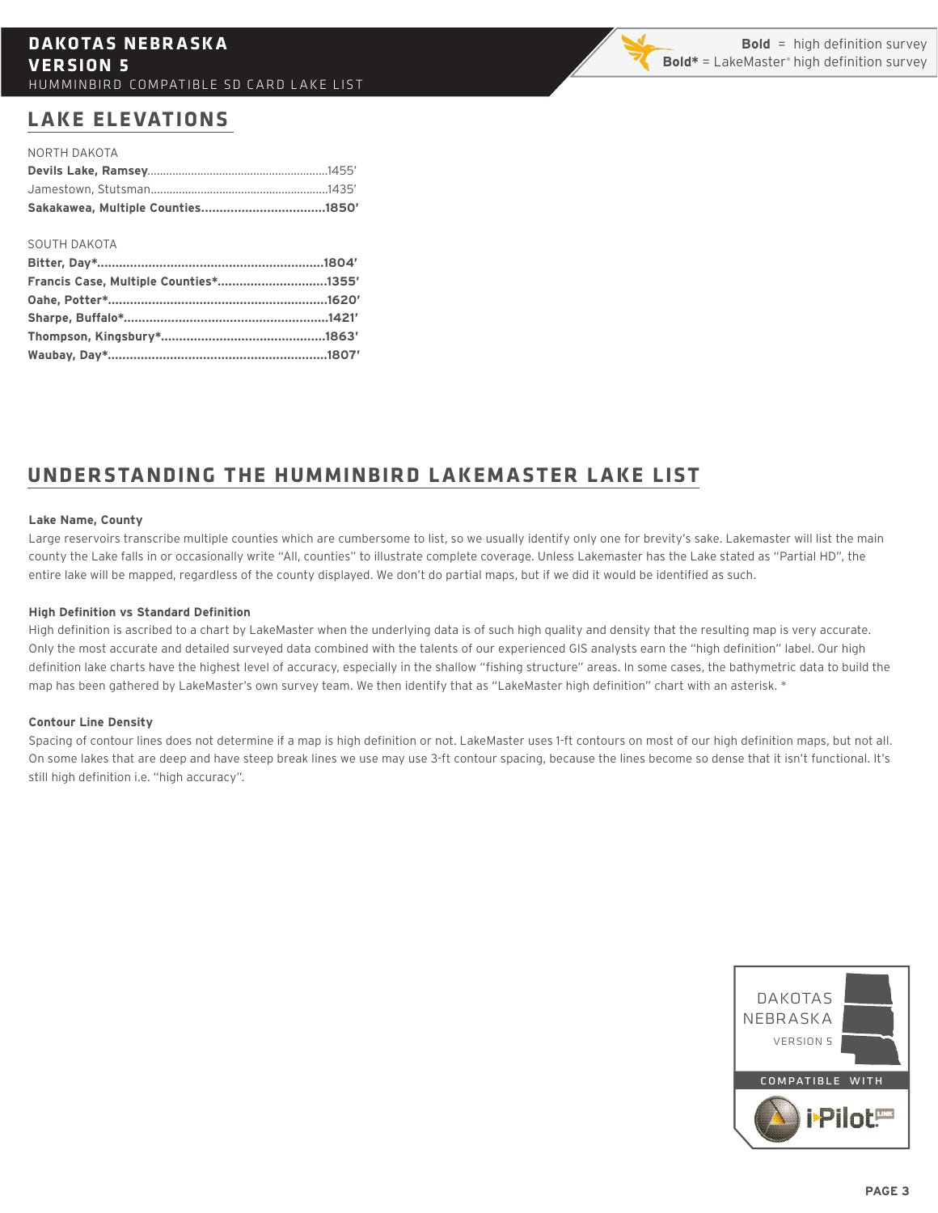# LAKE ELEVATIONS

NORTH DAKOTA

**Devils Lake, Ramsey**..........................................................1455'
Jamestown, Stutsman..........................................................1435'
**Sakakawea, Multiple Counties**..................................1850'

SOUTH DAKOTA

**Bitter, Day***..............................................................1804'
**Francis Case, Multiple Counties***..............................1355'
**Oahe, Potter***...........................................................1620'
**Sharpe, Buffalo***.......................................................1421'
**Thompson, Kingsbury***.............................................1863'
**Waubay, Day***...........................................................1807'

# UNDERSTANDING THE HUMMINBIRD LAKEMASTER LAKE LIST

### Lake Name, County

Large reservoirs transcribe multiple counties which are cumbersome to list, so we usually identify only one for brevity's sake. Lakemaster will list the main county the Lake falls in or occasionally write "All, counties" to illustrate complete coverage. Unless Lakemaster has the Lake stated as "Partial HD", the entire lake will be mapped, regardless of the county displayed. We don't do partial maps, but if we did it would be identified as such.

### High Definition vs Standard Definition

High definition is ascribed to a chart by LakeMaster when the underlying data is of such high quality and density that the resulting map is very accurate. Only the most accurate and detailed surveyed data combined with the talents of our experienced GIS analysts earn the "high definition" label. Our high definition lake charts have the highest level of accuracy, especially in the shallow "fishing structure" areas. In some cases, the bathymetric data to build the map has been gathered by LakeMaster's own survey team. We then identify that as "LakeMaster high definition" chart with an asterisk. *

### Contour Line Density

Spacing of contour lines does not determine if a map is high definition or not. LakeMaster uses 1-ft contours on most of our high definition maps, but not all. On some lakes that are deep and have steep break lines we use may use 3-ft contour spacing, because the lines become so dense that it isn't functional. It's still high definition i.e. "high accuracy".

DAKOTAS NEBRASKA
VERSION 5
COMPATIBLE WITH
i-Pilot LINK